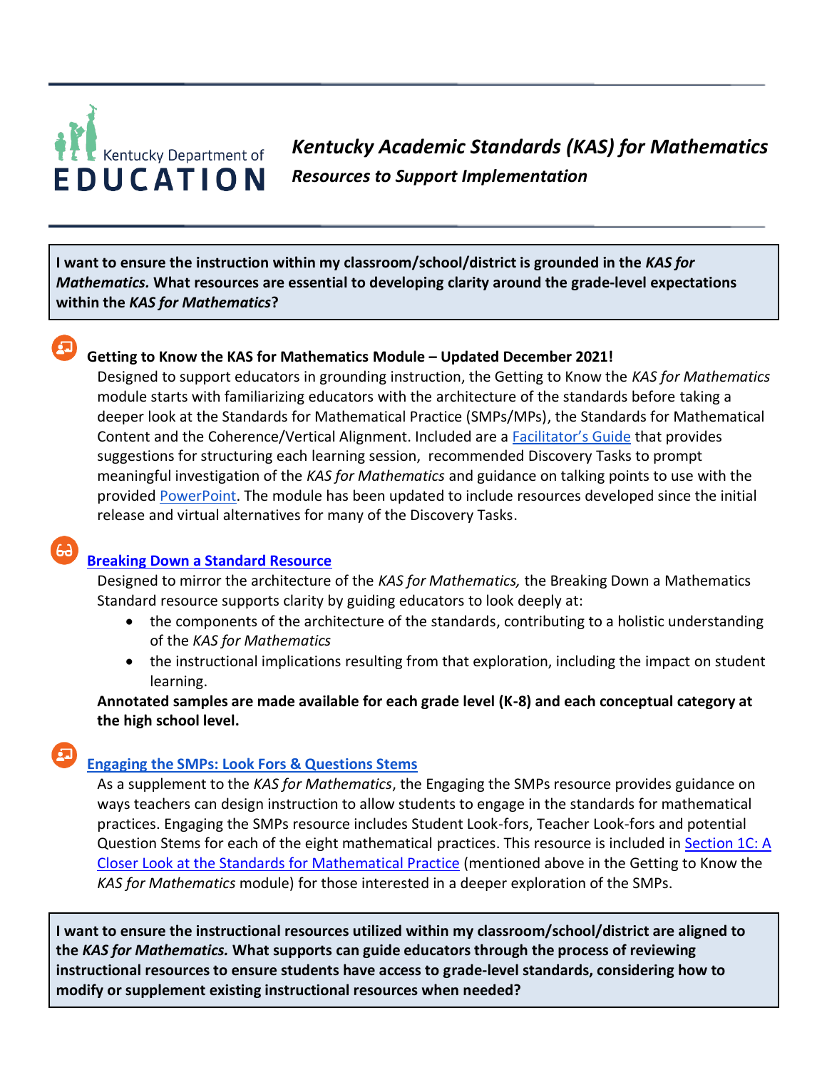Kentucky Department of EDUCATION

# *Kentucky Academic Standards (KAS) for Mathematics*

## *Resources to Support Implementation*

**I want to ensure the instruction within my classroom/school/district is grounded in the *KAS for Mathematics.* What resources are essential to developing clarity around the grade-level expectations within the *KAS for Mathematics*?**

### Getting to Know the KAS for Mathematics Module – Updated December 2021!

Designed to support educators in grounding instruction, the Getting to Know the *KAS for Mathematics* module starts with familiarizing educators with the architecture of the standards before taking a deeper look at the Standards for Mathematical Practice (SMPs/MPs), the Standards for Mathematical Content and the Coherence/Vertical Alignment. Included are a Facilitator's Guide that provides suggestions for structuring each learning session, recommended Discovery Tasks to prompt meaningful investigation of the *KAS for Mathematics* and guidance on talking points to use with the provided PowerPoint. The module has been updated to include resources developed since the initial release and virtual alternatives for many of the Discovery Tasks.

### Breaking Down a Standard Resource

Designed to mirror the architecture of the *KAS for Mathematics,* the Breaking Down a Mathematics Standard resource supports clarity by guiding educators to look deeply at:

- the components of the architecture of the standards, contributing to a holistic understanding of the *KAS for Mathematics*
- the instructional implications resulting from that exploration, including the impact on student learning.

**Annotated samples are made available for each grade level (K-8) and each conceptual category at the high school level.**

### Engaging the SMPs: Look Fors & Questions Stems

As a supplement to the *KAS for Mathematics*, the Engaging the SMPs resource provides guidance on ways teachers can design instruction to allow students to engage in the standards for mathematical practices. Engaging the SMPs resource includes Student Look-fors, Teacher Look-fors and potential Question Stems for each of the eight mathematical practices. This resource is included in Section 1C: A Closer Look at the Standards for Mathematical Practice (mentioned above in the Getting to Know the *KAS for Mathematics* module) for those interested in a deeper exploration of the SMPs.

**I want to ensure the instructional resources utilized within my classroom/school/district are aligned to the *KAS for Mathematics.* What supports can guide educators through the process of reviewing instructional resources to ensure students have access to grade-level standards, considering how to modify or supplement existing instructional resources when needed?**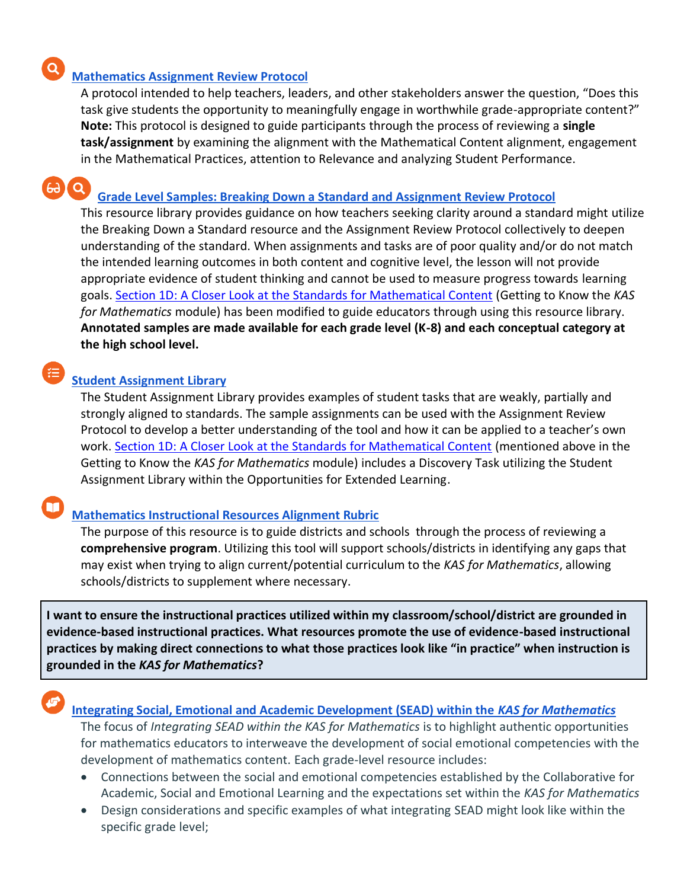### [Mathematics Assignment Review Protocol]

A protocol intended to help teachers, leaders, and other stakeholders answer the question, "Does this task give students the opportunity to meaningfully engage in worthwhile grade-appropriate content?" **Note:** This protocol is designed to guide participants through the process of reviewing a **single task/assignment** by examining the alignment with the Mathematical Content alignment, engagement in the Mathematical Practices, attention to Relevance and analyzing Student Performance.

### [Grade Level Samples: Breaking Down a Standard and Assignment Review Protocol]

This resource library provides guidance on how teachers seeking clarity around a standard might utilize the Breaking Down a Standard resource and the Assignment Review Protocol collectively to deepen understanding of the standard. When assignments and tasks are of poor quality and/or do not match the intended learning outcomes in both content and cognitive level, the lesson will not provide appropriate evidence of student thinking and cannot be used to measure progress towards learning goals. [Section 1D: A Closer Look at the Standards for Mathematical Content] (Getting to Know the *KAS for Mathematics* module) has been modified to guide educators through using this resource library. **Annotated samples are made available for each grade level (K-8) and each conceptual category at the high school level.**

### [Student Assignment Library]

The Student Assignment Library provides examples of student tasks that are weakly, partially and strongly aligned to standards. The sample assignments can be used with the Assignment Review Protocol to develop a better understanding of the tool and how it can be applied to a teacher's own work. [Section 1D: A Closer Look at the Standards for Mathematical Content] (mentioned above in the Getting to Know the *KAS for Mathematics* module) includes a Discovery Task utilizing the Student Assignment Library within the Opportunities for Extended Learning.

### [Mathematics Instructional Resources Alignment Rubric]

The purpose of this resource is to guide districts and schools through the process of reviewing a **comprehensive program**. Utilizing this tool will support schools/districts in identifying any gaps that may exist when trying to align current/potential curriculum to the *KAS for Mathematics*, allowing schools/districts to supplement where necessary.

**I want to ensure the instructional practices utilized within my classroom/school/district are grounded in evidence-based instructional practices. What resources promote the use of evidence-based instructional practices by making direct connections to what those practices look like "in practice" when instruction is grounded in the *KAS for Mathematics*?**

### [Integrating Social, Emotional and Academic Development (SEAD) within the *KAS for Mathematics*]

The focus of *Integrating SEAD within the KAS for Mathematics* is to highlight authentic opportunities for mathematics educators to interweave the development of social emotional competencies with the development of mathematics content. Each grade-level resource includes:

- Connections between the social and emotional competencies established by the Collaborative for Academic, Social and Emotional Learning and the expectations set within the *KAS for Mathematics*
- Design considerations and specific examples of what integrating SEAD might look like within the specific grade level;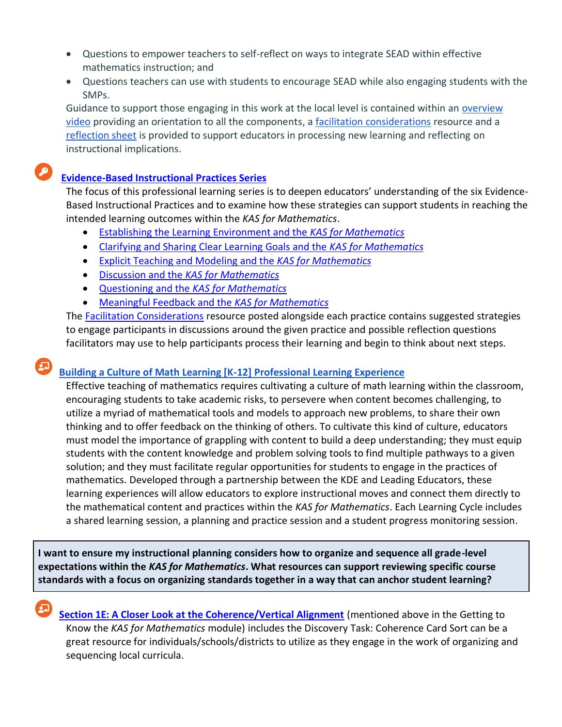- Questions to empower teachers to self-reflect on ways to integrate SEAD within effective mathematics instruction; and
- Questions teachers can use with students to encourage SEAD while also engaging students with the SMPs.

Guidance to support those engaging in this work at the local level is contained within an overview video providing an orientation to all the components, a facilitation considerations resource and a reflection sheet is provided to support educators in processing new learning and reflecting on instructional implications.

**Evidence-Based Instructional Practices Series**

The focus of this professional learning series is to deepen educators' understanding of the six Evidence-Based Instructional Practices and to examine how these strategies can support students in reaching the intended learning outcomes within the *KAS for Mathematics*.

- Establishing the Learning Environment and the *KAS for Mathematics*
- Clarifying and Sharing Clear Learning Goals and the *KAS for Mathematics*
- Explicit Teaching and Modeling and the *KAS for Mathematics*
- Discussion and the *KAS for Mathematics*
- Questioning and the *KAS for Mathematics*
- Meaningful Feedback and the *KAS for Mathematics*

The Facilitation Considerations resource posted alongside each practice contains suggested strategies to engage participants in discussions around the given practice and possible reflection questions facilitators may use to help participants process their learning and begin to think about next steps.

**Building a Culture of Math Learning [K-12] Professional Learning Experience**

Effective teaching of mathematics requires cultivating a culture of math learning within the classroom, encouraging students to take academic risks, to persevere when content becomes challenging, to utilize a myriad of mathematical tools and models to approach new problems, to share their own thinking and to offer feedback on the thinking of others. To cultivate this kind of culture, educators must model the importance of grappling with content to build a deep understanding; they must equip students with the content knowledge and problem solving tools to find multiple pathways to a given solution; and they must facilitate regular opportunities for students to engage in the practices of mathematics. Developed through a partnership between the KDE and Leading Educators, these learning experiences will allow educators to explore instructional moves and connect them directly to the mathematical content and practices within the *KAS for Mathematics*. Each Learning Cycle includes a shared learning session, a planning and practice session and a student progress monitoring session.

**I want to ensure my instructional planning considers how to organize and sequence all grade-level expectations within the *KAS for Mathematics*. What resources can support reviewing specific course standards with a focus on organizing standards together in a way that can anchor student learning?**

**Section 1E: A Closer Look at the Coherence/Vertical Alignment** (mentioned above in the Getting to Know the *KAS for Mathematics* module) includes the Discovery Task: Coherence Card Sort can be a great resource for individuals/schools/districts to utilize as they engage in the work of organizing and sequencing local curricula.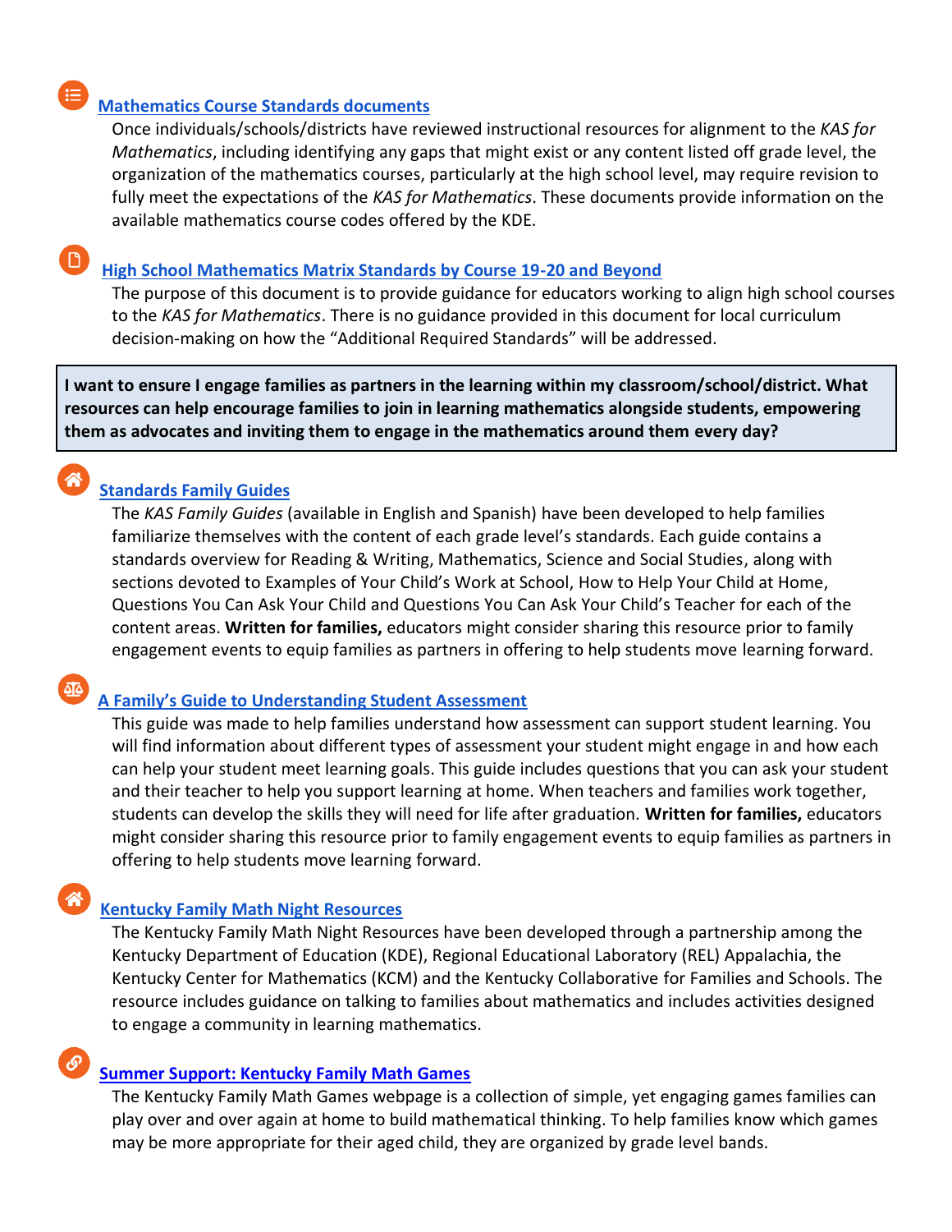**Mathematics Course Standards documents**

Once individuals/schools/districts have reviewed instructional resources for alignment to the *KAS for Mathematics*, including identifying any gaps that might exist or any content listed off grade level, the organization of the mathematics courses, particularly at the high school level, may require revision to fully meet the expectations of the *KAS for Mathematics*. These documents provide information on the available mathematics course codes offered by the KDE.

**High School Mathematics Matrix Standards by Course 19-20 and Beyond**

The purpose of this document is to provide guidance for educators working to align high school courses to the *KAS for Mathematics*. There is no guidance provided in this document for local curriculum decision-making on how the "Additional Required Standards" will be addressed.

**I want to ensure I engage families as partners in the learning within my classroom/school/district. What resources can help encourage families to join in learning mathematics alongside students, empowering them as advocates and inviting them to engage in the mathematics around them every day?**

**Standards Family Guides**

The *KAS Family Guides* (available in English and Spanish) have been developed to help families familiarize themselves with the content of each grade level's standards. Each guide contains a standards overview for Reading & Writing, Mathematics, Science and Social Studies, along with sections devoted to Examples of Your Child's Work at School, How to Help Your Child at Home, Questions You Can Ask Your Child and Questions You Can Ask Your Child's Teacher for each of the content areas. **Written for families,** educators might consider sharing this resource prior to family engagement events to equip families as partners in offering to help students move learning forward.

**A Family's Guide to Understanding Student Assessment**

This guide was made to help families understand how assessment can support student learning. You will find information about different types of assessment your student might engage in and how each can help your student meet learning goals. This guide includes questions that you can ask your student and their teacher to help you support learning at home. When teachers and families work together, students can develop the skills they will need for life after graduation. **Written for families,** educators might consider sharing this resource prior to family engagement events to equip families as partners in offering to help students move learning forward.

**Kentucky Family Math Night Resources**

The Kentucky Family Math Night Resources have been developed through a partnership among the Kentucky Department of Education (KDE), Regional Educational Laboratory (REL) Appalachia, the Kentucky Center for Mathematics (KCM) and the Kentucky Collaborative for Families and Schools. The resource includes guidance on talking to families about mathematics and includes activities designed to engage a community in learning mathematics.

**Summer Support: Kentucky Family Math Games**

The Kentucky Family Math Games webpage is a collection of simple, yet engaging games families can play over and over again at home to build mathematical thinking. To help families know which games may be more appropriate for their aged child, they are organized by grade level bands.